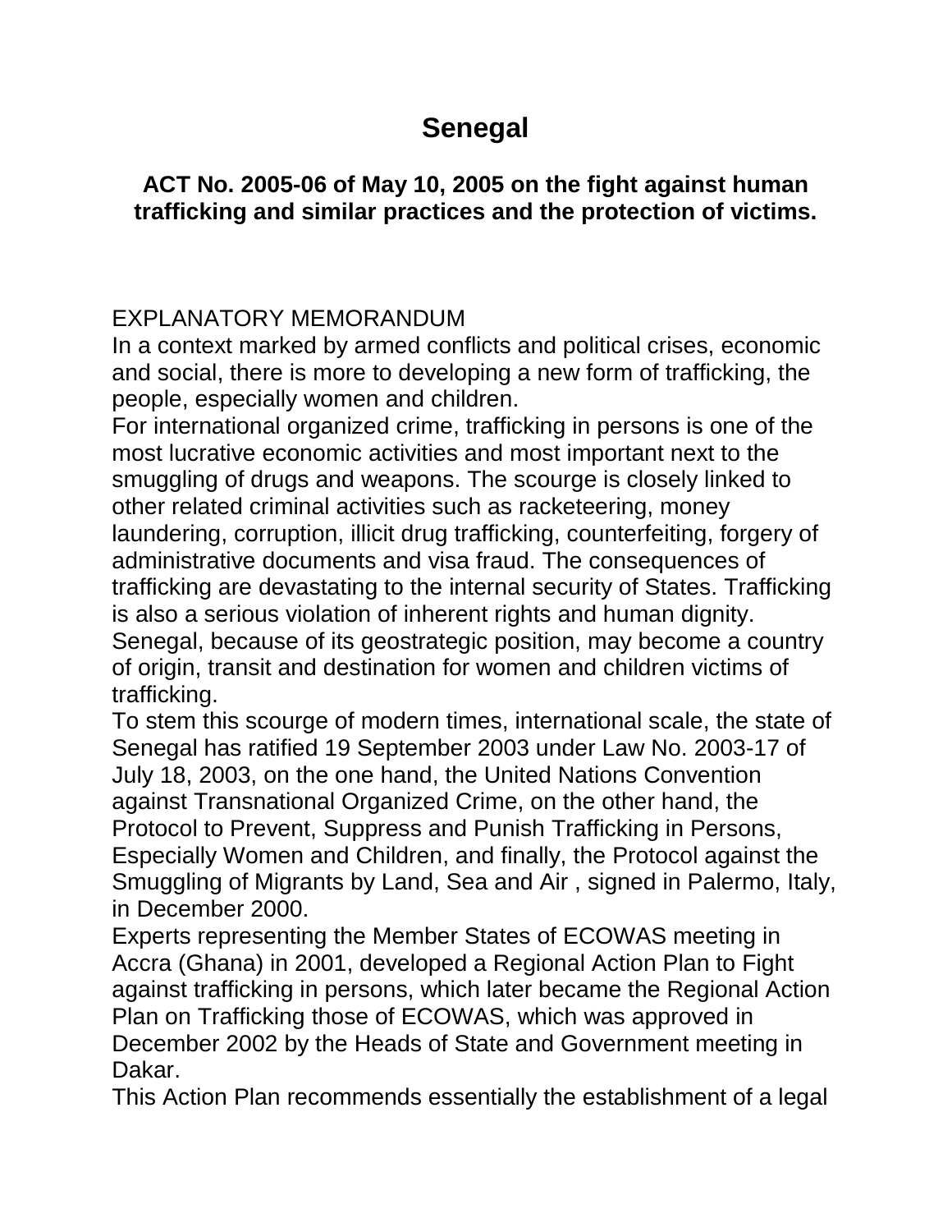# Senegal

## ACT No. 2005-06 of May 10, 2005 on the fight against human trafficking and similar practices and the protection of victims.

EXPLANATORY MEMORANDUM

In a context marked by armed conflicts and political crises, economic and social, there is more to developing a new form of trafficking, the people, especially women and children.

For international organized crime, trafficking in persons is one of the most lucrative economic activities and most important next to the smuggling of drugs and weapons. The scourge is closely linked to other related criminal activities such as racketeering, money laundering, corruption, illicit drug trafficking, counterfeiting, forgery of administrative documents and visa fraud. The consequences of trafficking are devastating to the internal security of States. Trafficking is also a serious violation of inherent rights and human dignity. Senegal, because of its geostrategic position, may become a country of origin, transit and destination for women and children victims of trafficking.

To stem this scourge of modern times, international scale, the state of Senegal has ratified 19 September 2003 under Law No. 2003-17 of July 18, 2003, on the one hand, the United Nations Convention against Transnational Organized Crime, on the other hand, the Protocol to Prevent, Suppress and Punish Trafficking in Persons, Especially Women and Children, and finally, the Protocol against the Smuggling of Migrants by Land, Sea and Air , signed in Palermo, Italy, in December 2000.

Experts representing the Member States of ECOWAS meeting in Accra (Ghana) in 2001, developed a Regional Action Plan to Fight against trafficking in persons, which later became the Regional Action Plan on Trafficking those of ECOWAS, which was approved in December 2002 by the Heads of State and Government meeting in Dakar.

This Action Plan recommends essentially the establishment of a legal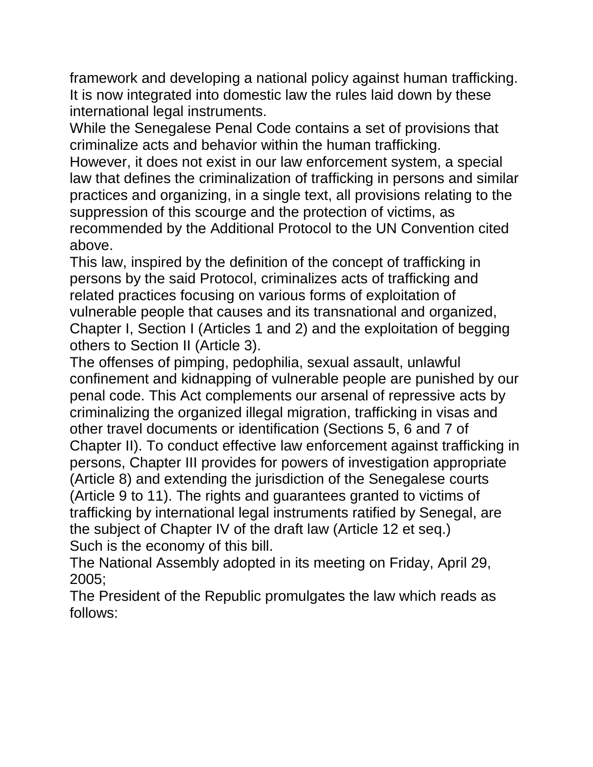framework and developing a national policy against human trafficking. It is now integrated into domestic law the rules laid down by these international legal instruments.

While the Senegalese Penal Code contains a set of provisions that criminalize acts and behavior within the human trafficking.

However, it does not exist in our law enforcement system, a special law that defines the criminalization of trafficking in persons and similar practices and organizing, in a single text, all provisions relating to the suppression of this scourge and the protection of victims, as recommended by the Additional Protocol to the UN Convention cited above.

This law, inspired by the definition of the concept of trafficking in persons by the said Protocol, criminalizes acts of trafficking and related practices focusing on various forms of exploitation of vulnerable people that causes and its transnational and organized, Chapter I, Section I (Articles 1 and 2) and the exploitation of begging others to Section II (Article 3).

The offenses of pimping, pedophilia, sexual assault, unlawful confinement and kidnapping of vulnerable people are punished by our penal code. This Act complements our arsenal of repressive acts by criminalizing the organized illegal migration, trafficking in visas and other travel documents or identification (Sections 5, 6 and 7 of Chapter II). To conduct effective law enforcement against trafficking in persons, Chapter III provides for powers of investigation appropriate (Article 8) and extending the jurisdiction of the Senegalese courts (Article 9 to 11). The rights and guarantees granted to victims of trafficking by international legal instruments ratified by Senegal, are the subject of Chapter IV of the draft law (Article 12 et seq.)

Such is the economy of this bill.

The National Assembly adopted in its meeting on Friday, April 29, 2005;

The President of the Republic promulgates the law which reads as follows: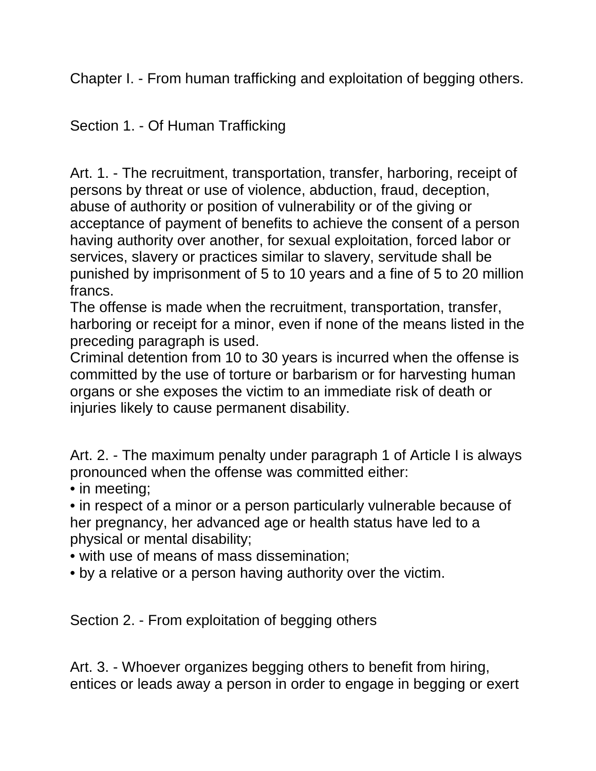## Chapter I. - From human trafficking and exploitation of begging others.

### Section 1. - Of Human Trafficking

Art. 1. - The recruitment, transportation, transfer, harboring, receipt of persons by threat or use of violence, abduction, fraud, deception, abuse of authority or position of vulnerability or of the giving or acceptance of payment of benefits to achieve the consent of a person having authority over another, for sexual exploitation, forced labor or services, slavery or practices similar to slavery, servitude shall be punished by imprisonment of 5 to 10 years and a fine of 5 to 20 million francs.
The offense is made when the recruitment, transportation, transfer, harboring or receipt for a minor, even if none of the means listed in the preceding paragraph is used.
Criminal detention from 10 to 30 years is incurred when the offense is committed by the use of torture or barbarism or for harvesting human organs or she exposes the victim to an immediate risk of death or injuries likely to cause permanent disability.

Art. 2. - The maximum penalty under paragraph 1 of Article I is always pronounced when the offense was committed either:

- in meeting;
- in respect of a minor or a person particularly vulnerable because of her pregnancy, her advanced age or health status have led to a physical or mental disability;
- with use of means of mass dissemination;
- by a relative or a person having authority over the victim.

### Section 2. - From exploitation of begging others

Art. 3. - Whoever organizes begging others to benefit from hiring, entices or leads away a person in order to engage in begging or exert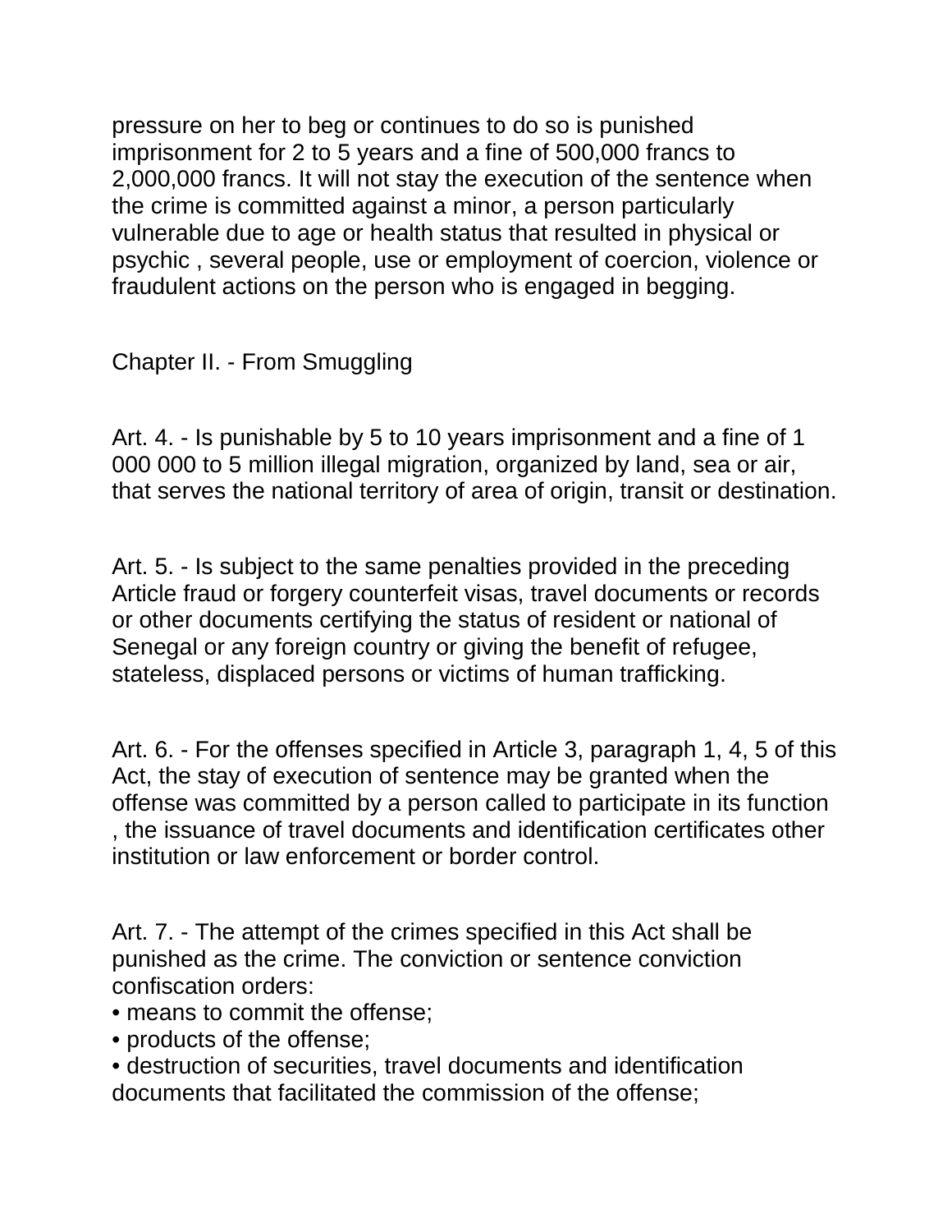pressure on her to beg or continues to do so is punished imprisonment for 2 to 5 years and a fine of 500,000 francs to 2,000,000 francs. It will not stay the execution of the sentence when the crime is committed against a minor, a person particularly vulnerable due to age or health status that resulted in physical or psychic , several people, use or employment of coercion, violence or fraudulent actions on the person who is engaged in begging.

## Chapter II. - From Smuggling

Art. 4. - Is punishable by 5 to 10 years imprisonment and a fine of 1 000 000 to 5 million illegal migration, organized by land, sea or air, that serves the national territory of area of origin, transit or destination.

Art. 5. - Is subject to the same penalties provided in the preceding Article fraud or forgery counterfeit visas, travel documents or records or other documents certifying the status of resident or national of Senegal or any foreign country or giving the benefit of refugee, stateless, displaced persons or victims of human trafficking.

Art. 6. - For the offenses specified in Article 3, paragraph 1, 4, 5 of this Act, the stay of execution of sentence may be granted when the offense was committed by a person called to participate in its function , the issuance of travel documents and identification certificates other institution or law enforcement or border control.

Art. 7. - The attempt of the crimes specified in this Act shall be punished as the crime. The conviction or sentence conviction confiscation orders:

- means to commit the offense;
- products of the offense;
- destruction of securities, travel documents and identification documents that facilitated the commission of the offense;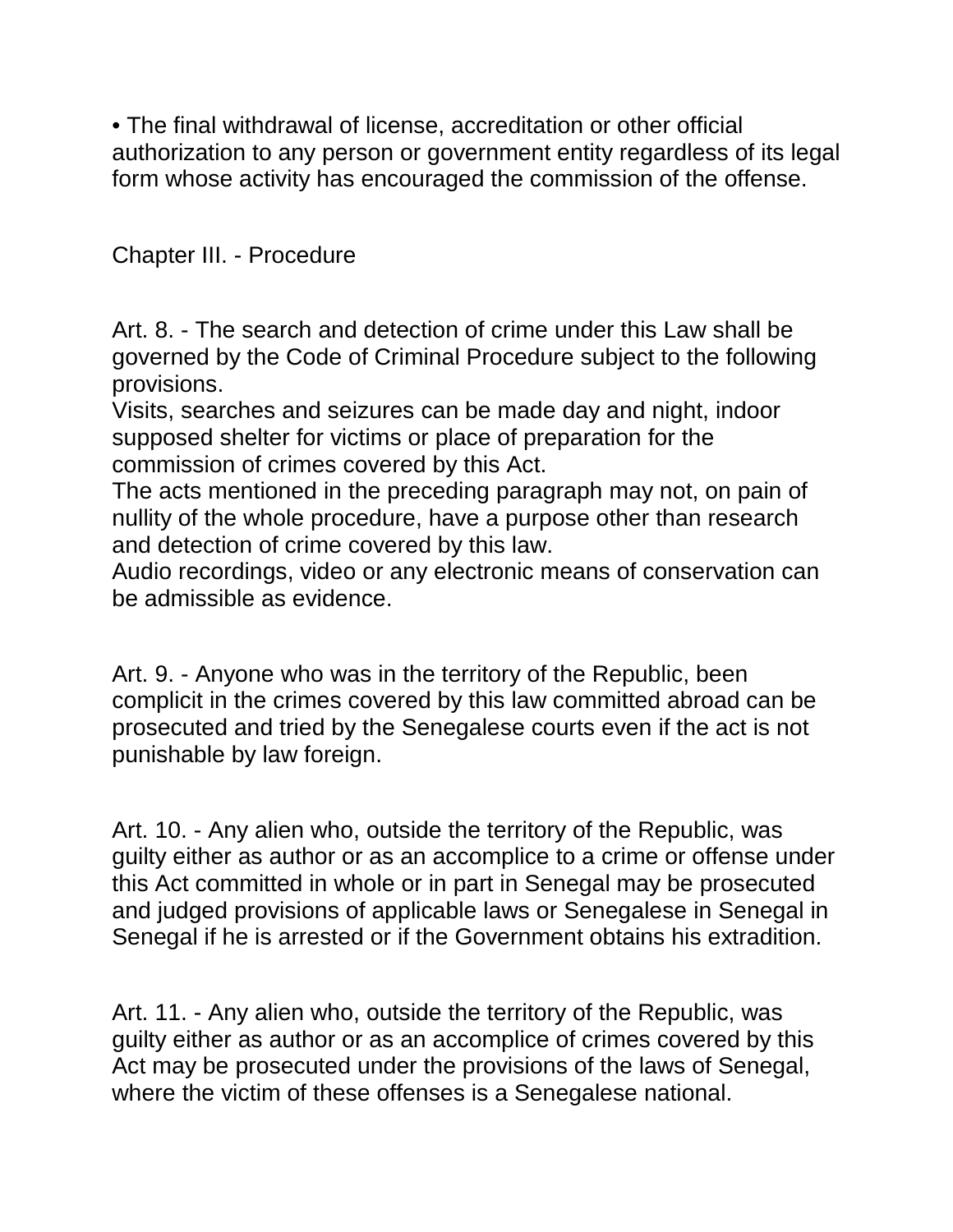• The final withdrawal of license, accreditation or other official authorization to any person or government entity regardless of its legal form whose activity has encouraged the commission of the offense.

## Chapter III. - Procedure

Art. 8. - The search and detection of crime under this Law shall be governed by the Code of Criminal Procedure subject to the following provisions.
Visits, searches and seizures can be made day and night, indoor supposed shelter for victims or place of preparation for the commission of crimes covered by this Act.
The acts mentioned in the preceding paragraph may not, on pain of nullity of the whole procedure, have a purpose other than research and detection of crime covered by this law.
Audio recordings, video or any electronic means of conservation can be admissible as evidence.

Art. 9. - Anyone who was in the territory of the Republic, been complicit in the crimes covered by this law committed abroad can be prosecuted and tried by the Senegalese courts even if the act is not punishable by law foreign.

Art. 10. - Any alien who, outside the territory of the Republic, was guilty either as author or as an accomplice to a crime or offense under this Act committed in whole or in part in Senegal may be prosecuted and judged provisions of applicable laws or Senegalese in Senegal in Senegal if he is arrested or if the Government obtains his extradition.

Art. 11. - Any alien who, outside the territory of the Republic, was guilty either as author or as an accomplice of crimes covered by this Act may be prosecuted under the provisions of the laws of Senegal, where the victim of these offenses is a Senegalese national.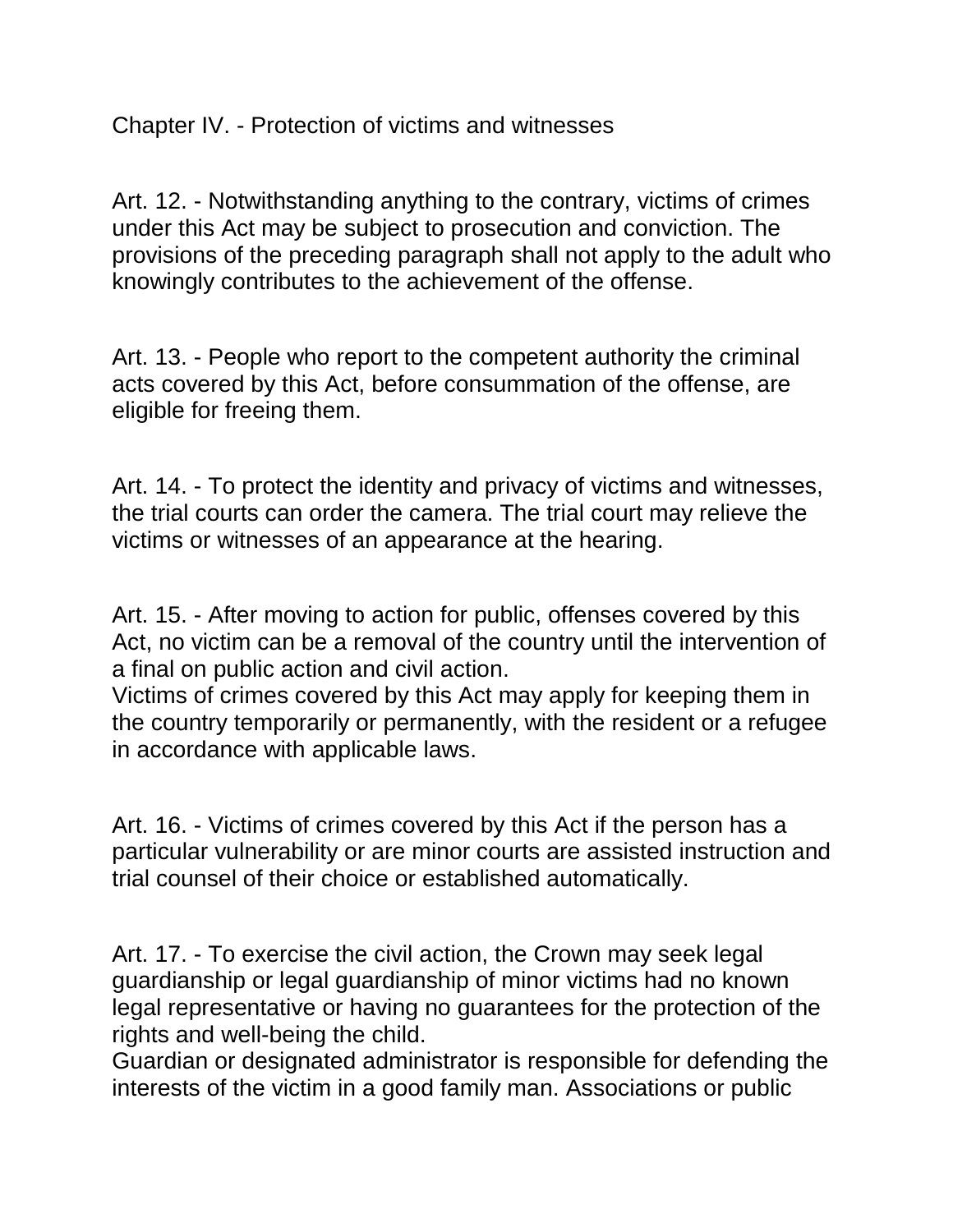## Chapter IV. - Protection of victims and witnesses

Art. 12. - Notwithstanding anything to the contrary, victims of crimes under this Act may be subject to prosecution and conviction. The provisions of the preceding paragraph shall not apply to the adult who knowingly contributes to the achievement of the offense.

Art. 13. - People who report to the competent authority the criminal acts covered by this Act, before consummation of the offense, are eligible for freeing them.

Art. 14. - To protect the identity and privacy of victims and witnesses, the trial courts can order the camera. The trial court may relieve the victims or witnesses of an appearance at the hearing.

Art. 15. - After moving to action for public, offenses covered by this Act, no victim can be a removal of the country until the intervention of a final on public action and civil action.
Victims of crimes covered by this Act may apply for keeping them in the country temporarily or permanently, with the resident or a refugee in accordance with applicable laws.

Art. 16. - Victims of crimes covered by this Act if the person has a particular vulnerability or are minor courts are assisted instruction and trial counsel of their choice or established automatically.

Art. 17. - To exercise the civil action, the Crown may seek legal guardianship or legal guardianship of minor victims had no known legal representative or having no guarantees for the protection of the rights and well-being the child.
Guardian or designated administrator is responsible for defending the interests of the victim in a good family man. Associations or public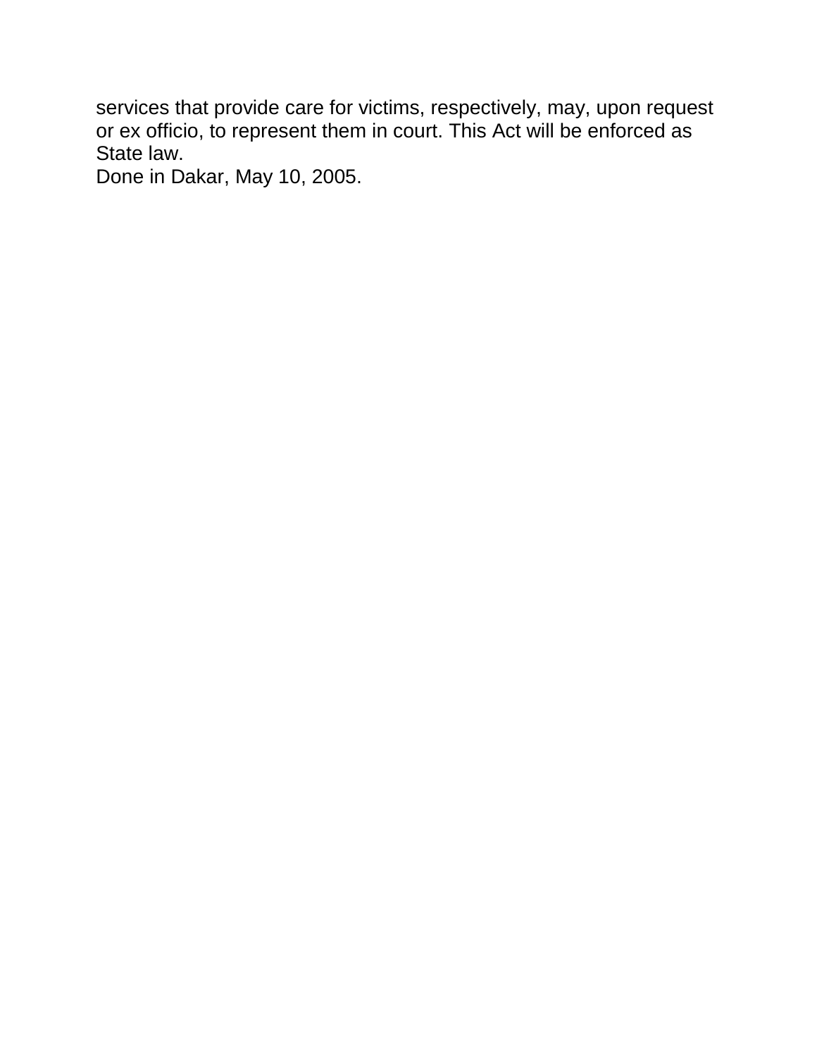services that provide care for victims, respectively, may, upon request or ex officio, to represent them in court. This Act will be enforced as State law.

Done in Dakar, May 10, 2005.